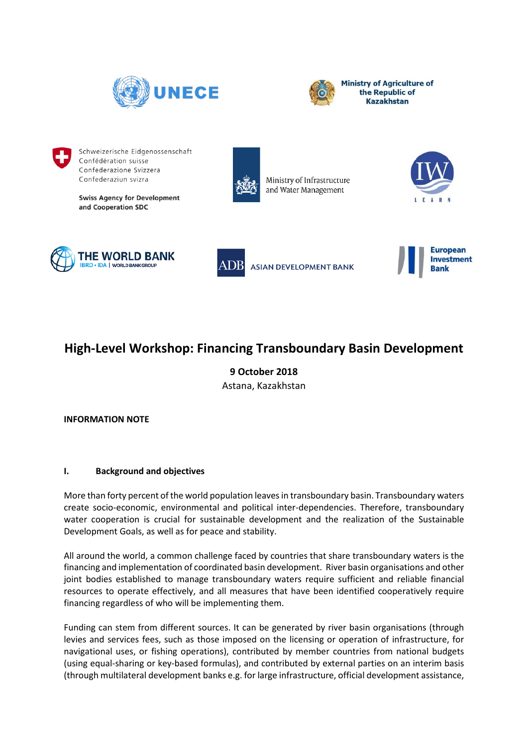UNECE

Ministry of Agriculture of the Republic of Kazakhstan

Schweizerische Eidgenossenschaft
Confédération suisse
Confederazione Svizzera
Confederaziun svizra

Swiss Agency for Development and Cooperation SDC

Ministry of Infrastructure and Water Management

IW LEARN

THE WORLD BANK
IBRD • IDA | WORLD BANK GROUP

ADB ASIAN DEVELOPMENT BANK

European Investment Bank

# High-Level Workshop: Financing Transboundary Basin Development

**9 October 2018**
Astana, Kazakhstan

**INFORMATION NOTE**

## I. Background and objectives

More than forty percent of the world population leaves in transboundary basin. Transboundary waters create socio-economic, environmental and political inter-dependencies. Therefore, transboundary water cooperation is crucial for sustainable development and the realization of the Sustainable Development Goals, as well as for peace and stability.

All around the world, a common challenge faced by countries that share transboundary waters is the financing and implementation of coordinated basin development. River basin organisations and other joint bodies established to manage transboundary waters require sufficient and reliable financial resources to operate effectively, and all measures that have been identified cooperatively require financing regardless of who will be implementing them.

Funding can stem from different sources. It can be generated by river basin organisations (through levies and services fees, such as those imposed on the licensing or operation of infrastructure, for navigational uses, or fishing operations), contributed by member countries from national budgets (using equal-sharing or key-based formulas), and contributed by external parties on an interim basis (through multilateral development banks e.g. for large infrastructure, official development assistance,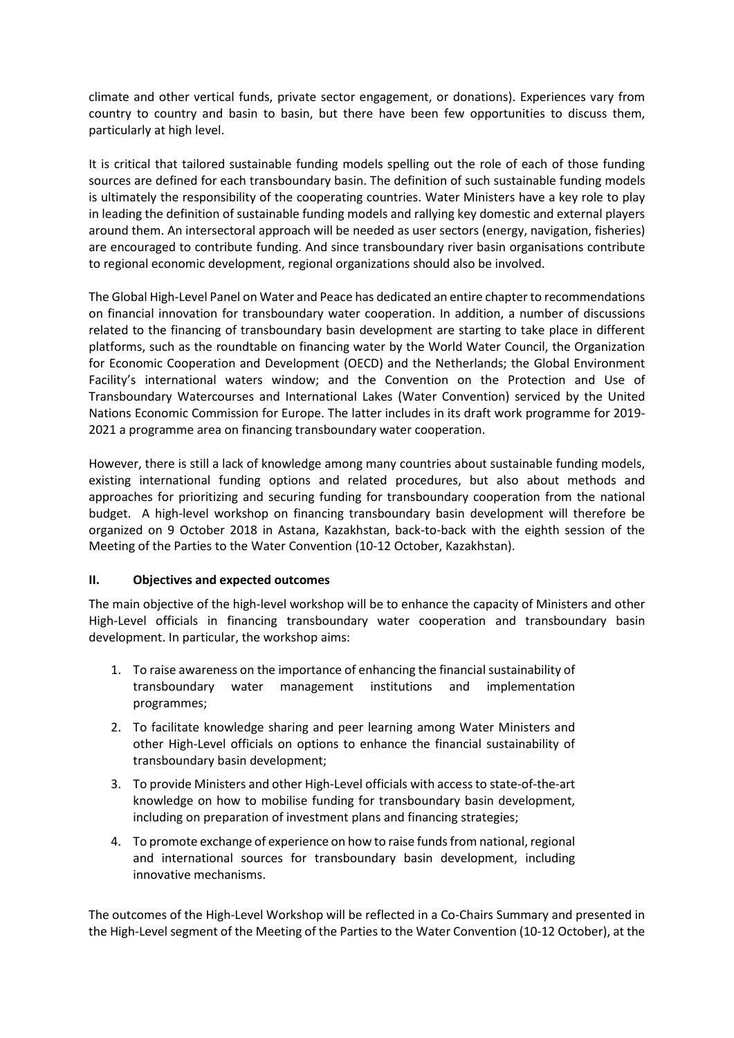climate and other vertical funds, private sector engagement, or donations). Experiences vary from country to country and basin to basin, but there have been few opportunities to discuss them, particularly at high level.

It is critical that tailored sustainable funding models spelling out the role of each of those funding sources are defined for each transboundary basin. The definition of such sustainable funding models is ultimately the responsibility of the cooperating countries. Water Ministers have a key role to play in leading the definition of sustainable funding models and rallying key domestic and external players around them. An intersectoral approach will be needed as user sectors (energy, navigation, fisheries) are encouraged to contribute funding. And since transboundary river basin organisations contribute to regional economic development, regional organizations should also be involved.

The Global High-Level Panel on Water and Peace has dedicated an entire chapter to recommendations on financial innovation for transboundary water cooperation. In addition, a number of discussions related to the financing of transboundary basin development are starting to take place in different platforms, such as the roundtable on financing water by the World Water Council, the Organization for Economic Cooperation and Development (OECD) and the Netherlands; the Global Environment Facility's international waters window; and the Convention on the Protection and Use of Transboundary Watercourses and International Lakes (Water Convention) serviced by the United Nations Economic Commission for Europe. The latter includes in its draft work programme for 2019-2021 a programme area on financing transboundary water cooperation.

However, there is still a lack of knowledge among many countries about sustainable funding models, existing international funding options and related procedures, but also about methods and approaches for prioritizing and securing funding for transboundary cooperation from the national budget. A high-level workshop on financing transboundary basin development will therefore be organized on 9 October 2018 in Astana, Kazakhstan, back-to-back with the eighth session of the Meeting of the Parties to the Water Convention (10-12 October, Kazakhstan).

## II. Objectives and expected outcomes

The main objective of the high-level workshop will be to enhance the capacity of Ministers and other High-Level officials in financing transboundary water cooperation and transboundary basin development. In particular, the workshop aims:

1. To raise awareness on the importance of enhancing the financial sustainability of transboundary water management institutions and implementation programmes;
2. To facilitate knowledge sharing and peer learning among Water Ministers and other High-Level officials on options to enhance the financial sustainability of transboundary basin development;
3. To provide Ministers and other High-Level officials with access to state-of-the-art knowledge on how to mobilise funding for transboundary basin development, including on preparation of investment plans and financing strategies;
4. To promote exchange of experience on how to raise funds from national, regional and international sources for transboundary basin development, including innovative mechanisms.

The outcomes of the High-Level Workshop will be reflected in a Co-Chairs Summary and presented in the High-Level segment of the Meeting of the Parties to the Water Convention (10-12 October), at the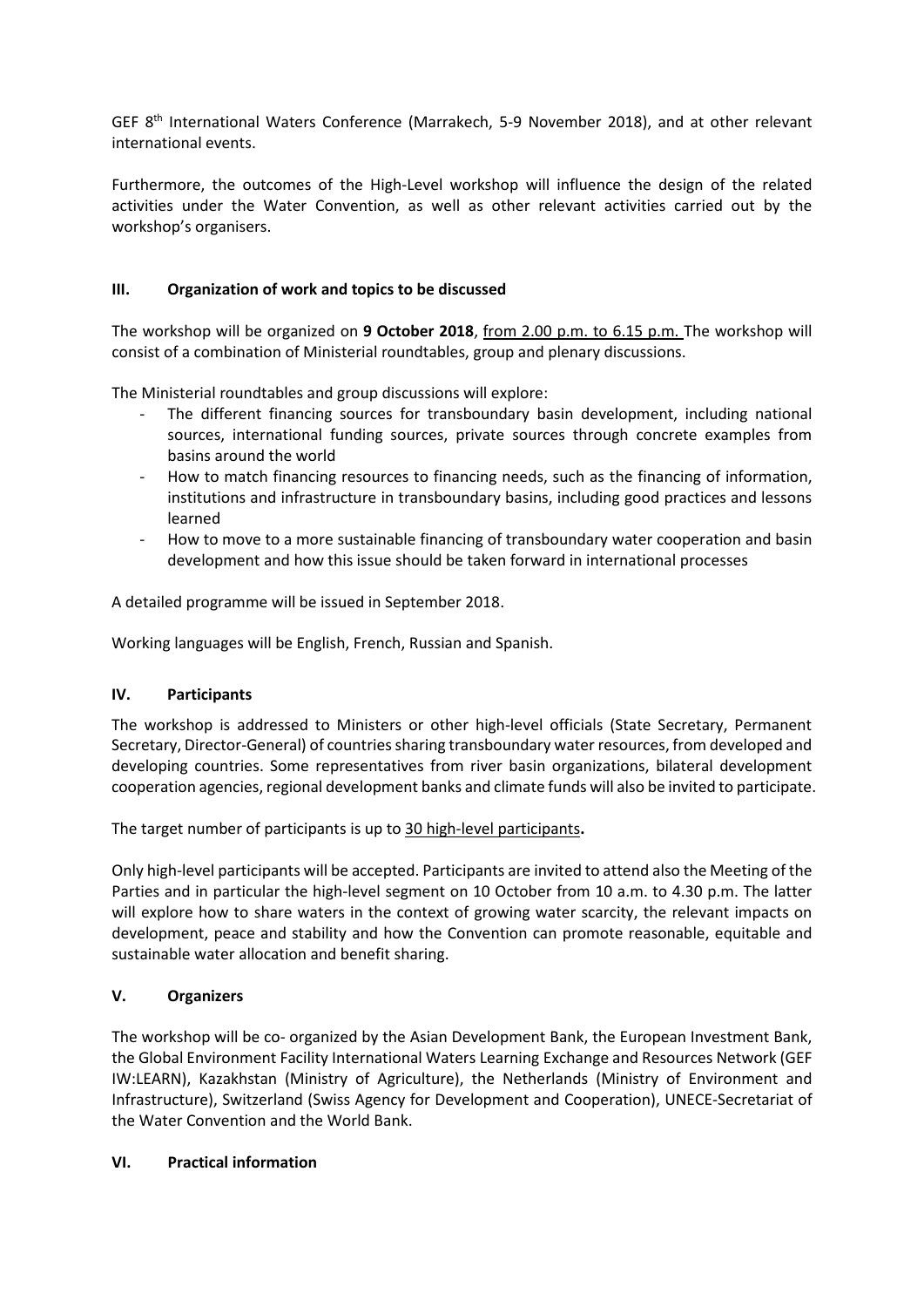GEF 8th International Waters Conference (Marrakech, 5-9 November 2018), and at other relevant international events.

Furthermore, the outcomes of the High-Level workshop will influence the design of the related activities under the Water Convention, as well as other relevant activities carried out by the workshop's organisers.

## III. Organization of work and topics to be discussed

The workshop will be organized on **9 October 2018**, <u>from 2.00 p.m. to 6.15 p.m.</u> The workshop will consist of a combination of Ministerial roundtables, group and plenary discussions.

The Ministerial roundtables and group discussions will explore:

- The different financing sources for transboundary basin development, including national sources, international funding sources, private sources through concrete examples from basins around the world
- How to match financing resources to financing needs, such as the financing of information, institutions and infrastructure in transboundary basins, including good practices and lessons learned
- How to move to a more sustainable financing of transboundary water cooperation and basin development and how this issue should be taken forward in international processes

A detailed programme will be issued in September 2018.

Working languages will be English, French, Russian and Spanish.

## IV. Participants

The workshop is addressed to Ministers or other high-level officials (State Secretary, Permanent Secretary, Director-General) of countries sharing transboundary water resources, from developed and developing countries. Some representatives from river basin organizations, bilateral development cooperation agencies, regional development banks and climate funds will also be invited to participate.

The target number of participants is up to <u>30 high-level participants</u>**.**

Only high-level participants will be accepted. Participants are invited to attend also the Meeting of the Parties and in particular the high-level segment on 10 October from 10 a.m. to 4.30 p.m. The latter will explore how to share waters in the context of growing water scarcity, the relevant impacts on development, peace and stability and how the Convention can promote reasonable, equitable and sustainable water allocation and benefit sharing.

## V. Organizers

The workshop will be co- organized by the Asian Development Bank, the European Investment Bank, the Global Environment Facility International Waters Learning Exchange and Resources Network (GEF IW:LEARN), Kazakhstan (Ministry of Agriculture), the Netherlands (Ministry of Environment and Infrastructure), Switzerland (Swiss Agency for Development and Cooperation), UNECE-Secretariat of the Water Convention and the World Bank.

## VI. Practical information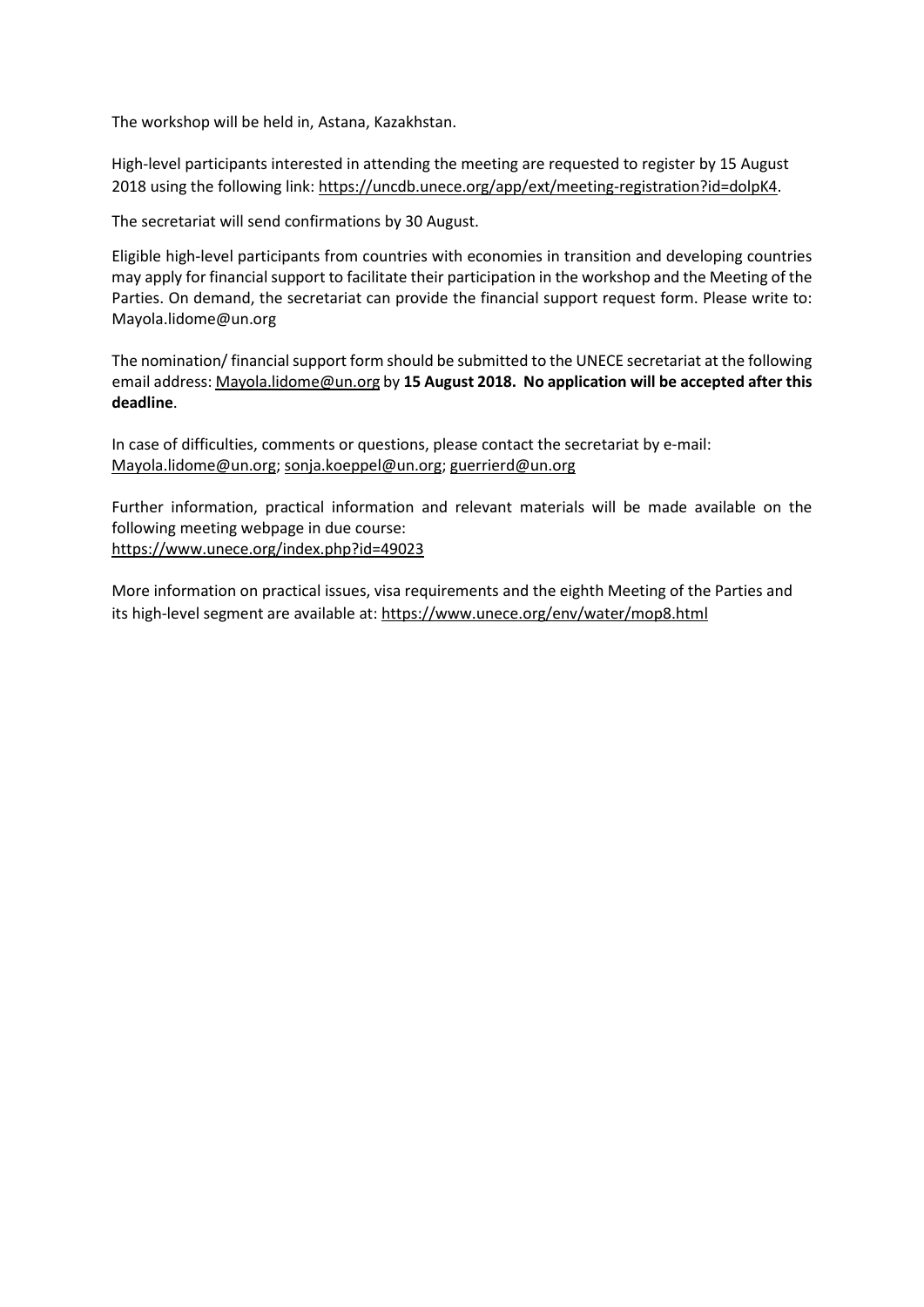The workshop will be held in, Astana, Kazakhstan.

High-level participants interested in attending the meeting are requested to register by 15 August 2018 using the following link: https://uncdb.unece.org/app/ext/meeting-registration?id=dolpK4.

The secretariat will send confirmations by 30 August.

Eligible high-level participants from countries with economies in transition and developing countries may apply for financial support to facilitate their participation in the workshop and the Meeting of the Parties. On demand, the secretariat can provide the financial support request form. Please write to: Mayola.lidome@un.org

The nomination/ financial support form should be submitted to the UNECE secretariat at the following email address: Mayola.lidome@un.org by **15 August 2018. No application will be accepted after this deadline**.

In case of difficulties, comments or questions, please contact the secretariat by e-mail: Mayola.lidome@un.org; sonja.koeppel@un.org; guerrierd@un.org

Further information, practical information and relevant materials will be made available on the following meeting webpage in due course:
https://www.unece.org/index.php?id=49023

More information on practical issues, visa requirements and the eighth Meeting of the Parties and its high-level segment are available at: https://www.unece.org/env/water/mop8.html